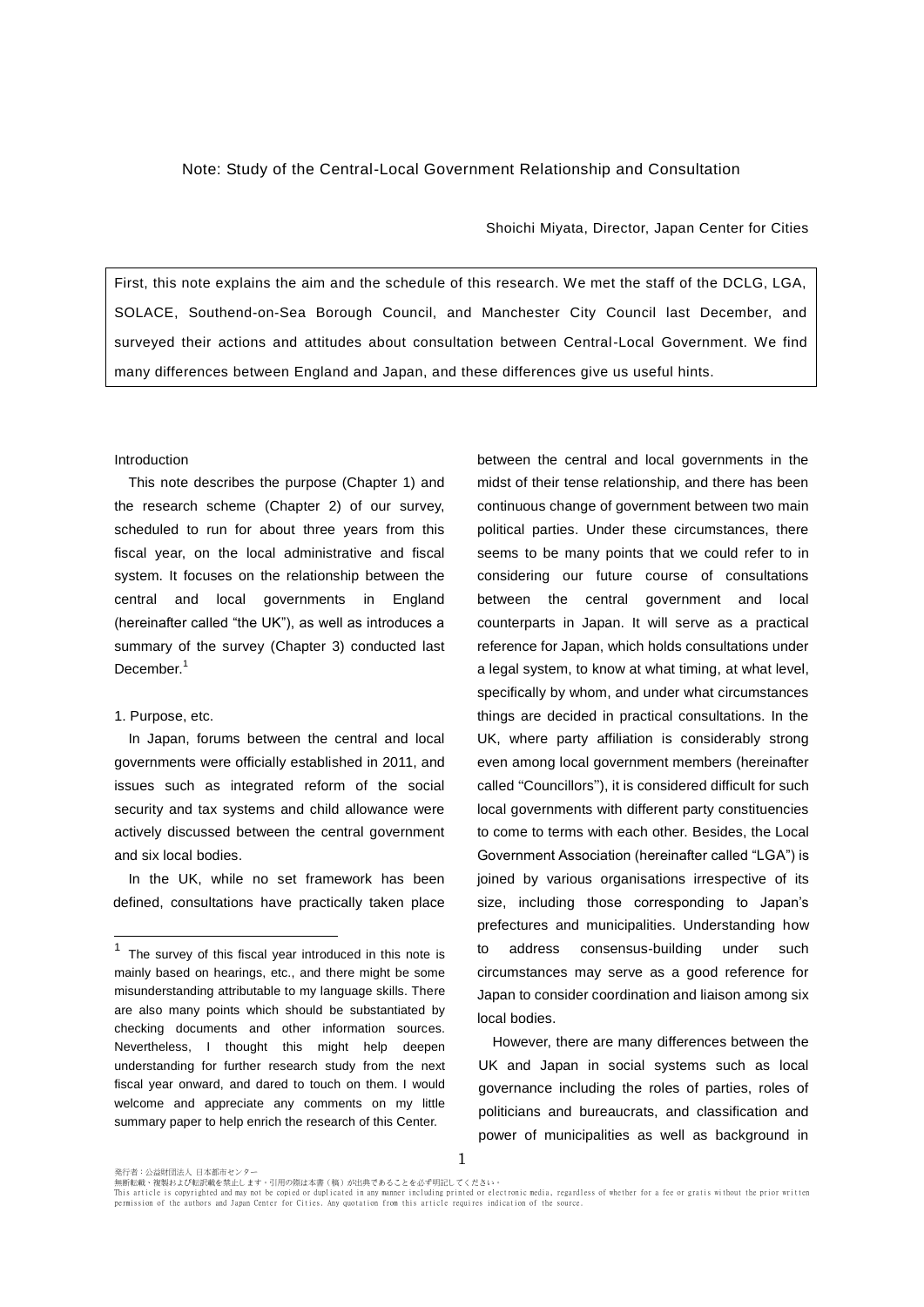# Note: Study of the Central-Local Government Relationship and Consultation

Shoichi Miyata, Director, Japan Center for Cities

> First, this note explains the aim and the schedule of this research. We met the staff of the DCLG, LGA, SOLACE, Southend-on-Sea Borough Council, and Manchester City Council last December, and surveyed their actions and attitudes about consultation between Central-Local Government. We find many differences between England and Japan, and these differences give us useful hints.

## Introduction

This note describes the purpose (Chapter 1) and the research scheme (Chapter 2) of our survey, scheduled to run for about three years from this fiscal year, on the local administrative and fiscal system. It focuses on the relationship between the central and local governments in England (hereinafter called "the UK"), as well as introduces a summary of the survey (Chapter 3) conducted last December.[1]

## 1. Purpose, etc.

In Japan, forums between the central and local governments were officially established in 2011, and issues such as integrated reform of the social security and tax systems and child allowance were actively discussed between the central government and six local bodies.

In the UK, while no set framework has been defined, consultations have practically taken place between the central and local governments in the midst of their tense relationship, and there has been continuous change of government between two main political parties. Under these circumstances, there seems to be many points that we could refer to in considering our future course of consultations between the central government and local counterparts in Japan. It will serve as a practical reference for Japan, which holds consultations under a legal system, to know at what timing, at what level, specifically by whom, and under what circumstances things are decided in practical consultations. In the UK, where party affiliation is considerably strong even among local government members (hereinafter called "Councillors"), it is considered difficult for such local governments with different party constituencies to come to terms with each other. Besides, the Local Government Association (hereinafter called "LGA") is joined by various organisations irrespective of its size, including those corresponding to Japan's prefectures and municipalities. Understanding how to address consensus-building under such circumstances may serve as a good reference for Japan to consider coordination and liaison among six local bodies.

However, there are many differences between the UK and Japan in social systems such as local governance including the roles of parties, roles of politicians and bureaucrats, and classification and power of municipalities as well as background in

---

[1] The survey of this fiscal year introduced in this note is mainly based on hearings, etc., and there might be some misunderstanding attributable to my language skills. There are also many points which should be substantiated by checking documents and other information sources. Nevertheless, I thought this might help deepen understanding for further research study from the next fiscal year onward, and dared to touch on them. I would welcome and appreciate any comments on my little summary paper to help enrich the research of this Center.

発行者：公益財団法人 日本都市センター
無断転載、複製および転訳載を禁止します。引用の際は本書（稿）が出典であることを必ず明記してください。
This article is copyrighted and may not be copied or duplicated in any manner including printed or electronic media, regardless of whether for a fee or gratis without the prior written permission of the authors and Japan Center for Cities. Any quotation from this article requires indication of the source.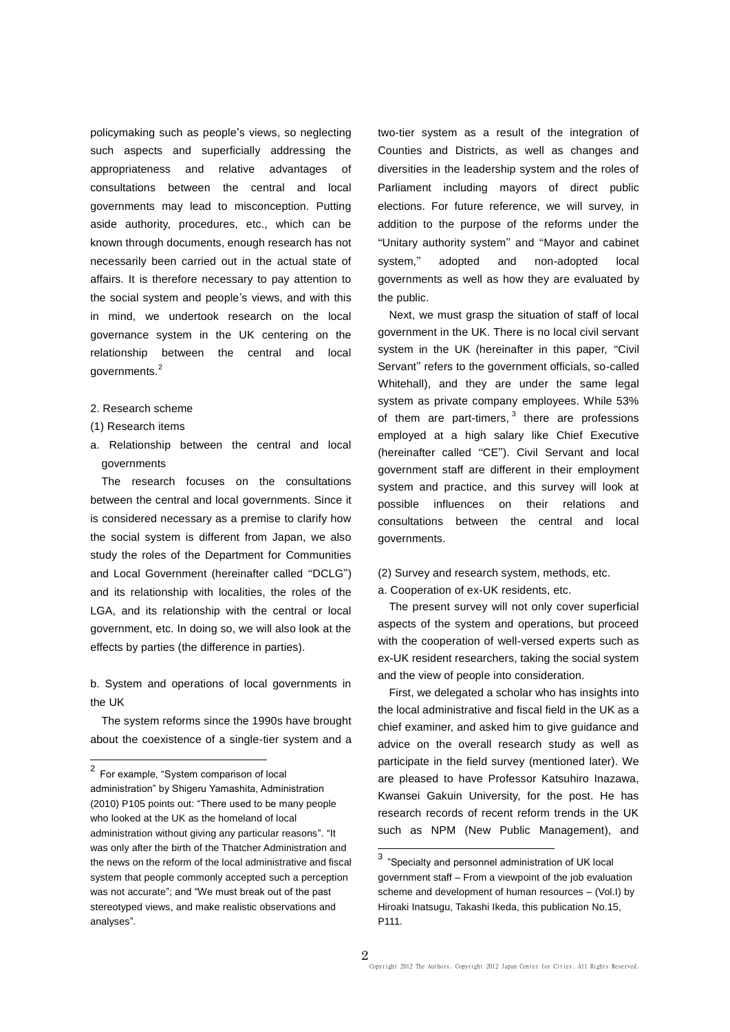policymaking such as people's views, so neglecting such aspects and superficially addressing the appropriateness and relative advantages of consultations between the central and local governments may lead to misconception. Putting aside authority, procedures, etc., which can be known through documents, enough research has not necessarily been carried out in the actual state of affairs. It is therefore necessary to pay attention to the social system and people's views, and with this in mind, we undertook research on the local governance system in the UK centering on the relationship between the central and local governments.[2]

2. Research scheme

(1) Research items

a. Relationship between the central and local governments

The research focuses on the consultations between the central and local governments. Since it is considered necessary as a premise to clarify how the social system is different from Japan, we also study the roles of the Department for Communities and Local Government (hereinafter called "DCLG") and its relationship with localities, the roles of the LGA, and its relationship with the central or local government, etc. In doing so, we will also look at the effects by parties (the difference in parties).

b. System and operations of local governments in the UK

The system reforms since the 1990s have brought about the coexistence of a single-tier system and a two-tier system as a result of the integration of Counties and Districts, as well as changes and diversities in the leadership system and the roles of Parliament including mayors of direct public elections. For future reference, we will survey, in addition to the purpose of the reforms under the "Unitary authority system" and "Mayor and cabinet system," adopted and non-adopted local governments as well as how they are evaluated by the public.

Next, we must grasp the situation of staff of local government in the UK. There is no local civil servant system in the UK (hereinafter in this paper, "Civil Servant" refers to the government officials, so-called Whitehall), and they are under the same legal system as private company employees. While 53% of them are part-timers,[3] there are professions employed at a high salary like Chief Executive (hereinafter called "CE"). Civil Servant and local government staff are different in their employment system and practice, and this survey will look at possible influences on their relations and consultations between the central and local governments.

(2) Survey and research system, methods, etc.

a. Cooperation of ex-UK residents, etc.

The present survey will not only cover superficial aspects of the system and operations, but proceed with the cooperation of well-versed experts such as ex-UK resident researchers, taking the social system and the view of people into consideration.

First, we delegated a scholar who has insights into the local administrative and fiscal field in the UK as a chief examiner, and asked him to give guidance and advice on the overall research study as well as participate in the field survey (mentioned later). We are pleased to have Professor Katsuhiro Inazawa, Kwansei Gakuin University, for the post. He has research records of recent reform trends in the UK such as NPM (New Public Management), and

---

[2] For example, "System comparison of local administration" by Shigeru Yamashita, Administration (2010) P105 points out: "There used to be many people who looked at the UK as the homeland of local administration without giving any particular reasons". "It was only after the birth of the Thatcher Administration and the news on the reform of the local administrative and fiscal system that people commonly accepted such a perception was not accurate"; and "We must break out of the past stereotyped views, and make realistic observations and analyses".

[3] "Specialty and personnel administration of UK local government staff – From a viewpoint of the job evaluation scheme and development of human resources – (Vol.I) by Hiroaki Inatsugu, Takashi Ikeda, this publication No.15, P111.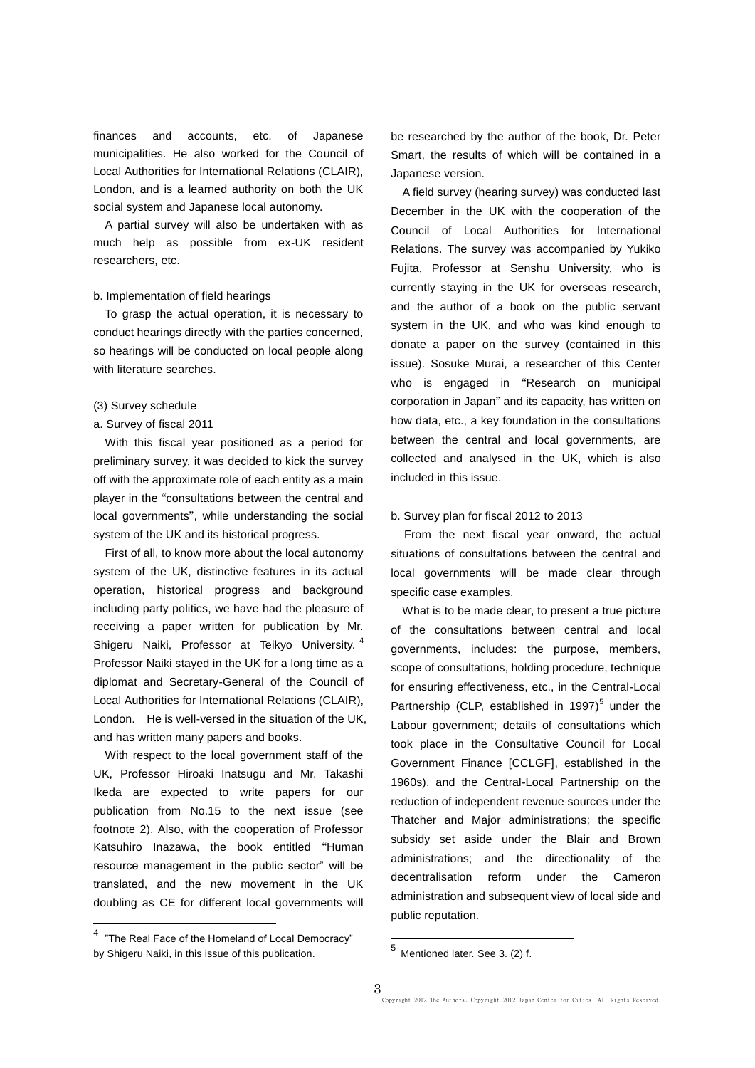finances and accounts, etc. of Japanese municipalities. He also worked for the Council of Local Authorities for International Relations (CLAIR), London, and is a learned authority on both the UK social system and Japanese local autonomy.

A partial survey will also be undertaken with as much help as possible from ex-UK resident researchers, etc.

b. Implementation of field hearings

To grasp the actual operation, it is necessary to conduct hearings directly with the parties concerned, so hearings will be conducted on local people along with literature searches.

(3) Survey schedule

a. Survey of fiscal 2011

With this fiscal year positioned as a period for preliminary survey, it was decided to kick the survey off with the approximate role of each entity as a main player in the "consultations between the central and local governments", while understanding the social system of the UK and its historical progress.

First of all, to know more about the local autonomy system of the UK, distinctive features in its actual operation, historical progress and background including party politics, we have had the pleasure of receiving a paper written for publication by Mr. Shigeru Naiki, Professor at Teikyo University.[4] Professor Naiki stayed in the UK for a long time as a diplomat and Secretary-General of the Council of Local Authorities for International Relations (CLAIR), London. He is well-versed in the situation of the UK, and has written many papers and books.

With respect to the local government staff of the UK, Professor Hiroaki Inatsugu and Mr. Takashi Ikeda are expected to write papers for our publication from No.15 to the next issue (see footnote 2). Also, with the cooperation of Professor Katsuhiro Inazawa, the book entitled "Human resource management in the public sector" will be translated, and the new movement in the UK doubling as CE for different local governments will be researched by the author of the book, Dr. Peter Smart, the results of which will be contained in a Japanese version.

A field survey (hearing survey) was conducted last December in the UK with the cooperation of the Council of Local Authorities for International Relations. The survey was accompanied by Yukiko Fujita, Professor at Senshu University, who is currently staying in the UK for overseas research, and the author of a book on the public servant system in the UK, and who was kind enough to donate a paper on the survey (contained in this issue). Sosuke Murai, a researcher of this Center who is engaged in "Research on municipal corporation in Japan" and its capacity, has written on how data, etc., a key foundation in the consultations between the central and local governments, are collected and analysed in the UK, which is also included in this issue.

b. Survey plan for fiscal 2012 to 2013

From the next fiscal year onward, the actual situations of consultations between the central and local governments will be made clear through specific case examples.

What is to be made clear, to present a true picture of the consultations between central and local governments, includes: the purpose, members, scope of consultations, holding procedure, technique for ensuring effectiveness, etc., in the Central-Local Partnership (CLP, established in 1997)[5] under the Labour government; details of consultations which took place in the Consultative Council for Local Government Finance [CCLGF], established in the 1960s), and the Central-Local Partnership on the reduction of independent revenue sources under the Thatcher and Major administrations; the specific subsidy set aside under the Blair and Brown administrations; and the directionality of the decentralisation reform under the Cameron administration and subsequent view of local side and public reputation.

---

[4] "The Real Face of the Homeland of Local Democracy" by Shigeru Naiki, in this issue of this publication.

[5] Mentioned later. See 3. (2) f.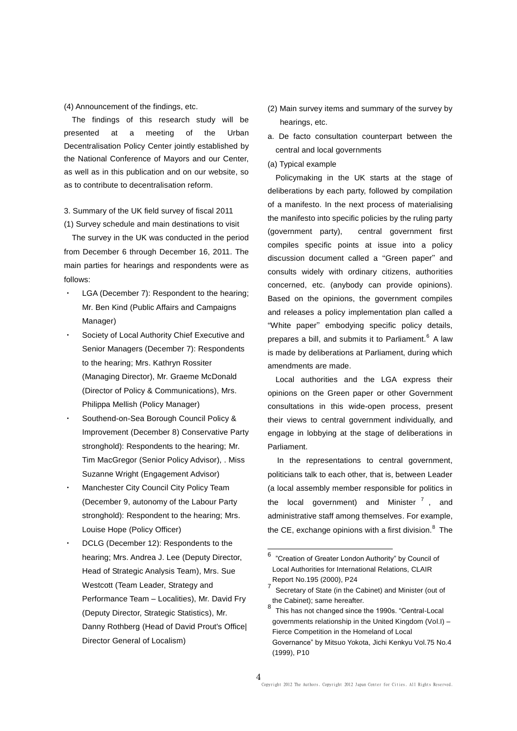(4) Announcement of the findings, etc.

The findings of this research study will be presented at a meeting of the Urban Decentralisation Policy Center jointly established by the National Conference of Mayors and our Center, as well as in this publication and on our website, so as to contribute to decentralisation reform.

3. Summary of the UK field survey of fiscal 2011

(1) Survey schedule and main destinations to visit

The survey in the UK was conducted in the period from December 6 through December 16, 2011. The main parties for hearings and respondents were as follows:

- LGA (December 7): Respondent to the hearing; Mr. Ben Kind (Public Affairs and Campaigns Manager)
- Society of Local Authority Chief Executive and Senior Managers (December 7): Respondents to the hearing; Mrs. Kathryn Rossiter (Managing Director), Mr. Graeme McDonald (Director of Policy & Communications), Mrs. Philippa Mellish (Policy Manager)
- Southend-on-Sea Borough Council Policy & Improvement (December 8) Conservative Party stronghold): Respondents to the hearing; Mr. Tim MacGregor (Senior Policy Advisor), . Miss Suzanne Wright (Engagement Advisor)
- Manchester City Council City Policy Team (December 9, autonomy of the Labour Party stronghold): Respondent to the hearing; Mrs. Louise Hope (Policy Officer)
- DCLG (December 12): Respondents to the hearing; Mrs. Andrea J. Lee (Deputy Director, Head of Strategic Analysis Team), Mrs. Sue Westcott (Team Leader, Strategy and Performance Team – Localities), Mr. David Fry (Deputy Director, Strategic Statistics), Mr. Danny Rothberg (Head of David Prout's Office| Director General of Localism)

(2) Main survey items and summary of the survey by hearings, etc.

a. De facto consultation counterpart between the central and local governments

(a) Typical example

Policymaking in the UK starts at the stage of deliberations by each party, followed by compilation of a manifesto. In the next process of materialising the manifesto into specific policies by the ruling party (government party), central government first compiles specific points at issue into a policy discussion document called a "Green paper" and consults widely with ordinary citizens, authorities concerned, etc. (anybody can provide opinions). Based on the opinions, the government compiles and releases a policy implementation plan called a "White paper" embodying specific policy details, prepares a bill, and submits it to Parliament.[6] A law is made by deliberations at Parliament, during which amendments are made.

Local authorities and the LGA express their opinions on the Green paper or other Government consultations in this wide-open process, present their views to central government individually, and engage in lobbying at the stage of deliberations in Parliament.

In the representations to central government, politicians talk to each other, that is, between Leader (a local assembly member responsible for politics in the local government) and Minister [7], and administrative staff among themselves. For example, the CE, exchange opinions with a first division.[8] The

---

[6] "Creation of Greater London Authority" by Council of Local Authorities for International Relations, CLAIR Report No.195 (2000), P24

[7] Secretary of State (in the Cabinet) and Minister (out of the Cabinet); same hereafter.

[8] This has not changed since the 1990s. "Central-Local governments relationship in the United Kingdom (Vol.I) – Fierce Competition in the Homeland of Local Governance" by Mitsuo Yokota, Jichi Kenkyu Vol.75 No.4 (1999), P10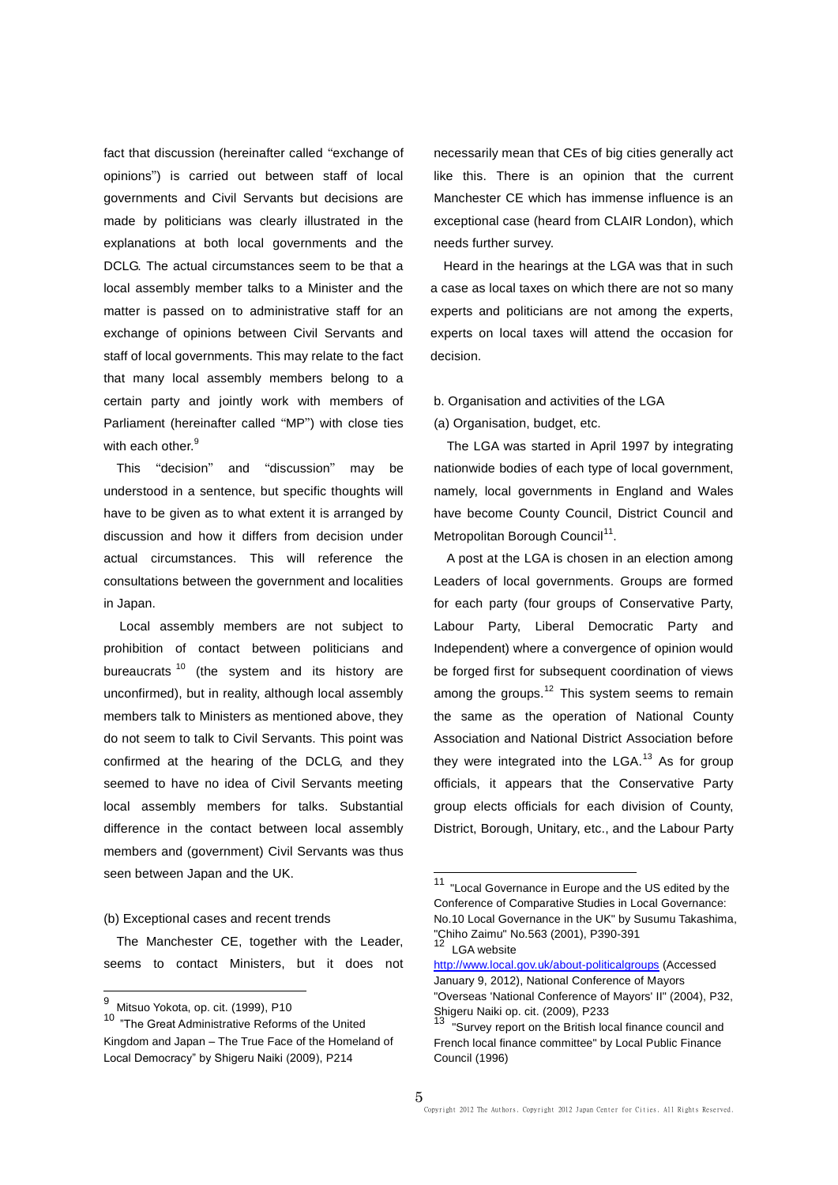fact that discussion (hereinafter called "exchange of opinions") is carried out between staff of local governments and Civil Servants but decisions are made by politicians was clearly illustrated in the explanations at both local governments and the DCLG. The actual circumstances seem to be that a local assembly member talks to a Minister and the matter is passed on to administrative staff for an exchange of opinions between Civil Servants and staff of local governments. This may relate to the fact that many local assembly members belong to a certain party and jointly work with members of Parliament (hereinafter called "MP") with close ties with each other.[9]

This "decision" and "discussion" may be understood in a sentence, but specific thoughts will have to be given as to what extent it is arranged by discussion and how it differs from decision under actual circumstances. This will reference the consultations between the government and localities in Japan.

Local assembly members are not subject to prohibition of contact between politicians and bureaucrats [10] (the system and its history are unconfirmed), but in reality, although local assembly members talk to Ministers as mentioned above, they do not seem to talk to Civil Servants. This point was confirmed at the hearing of the DCLG, and they seemed to have no idea of Civil Servants meeting local assembly members for talks. Substantial difference in the contact between local assembly members and (government) Civil Servants was thus seen between Japan and the UK.

(b) Exceptional cases and recent trends

The Manchester CE, together with the Leader, seems to contact Ministers, but it does not necessarily mean that CEs of big cities generally act like this. There is an opinion that the current Manchester CE which has immense influence is an exceptional case (heard from CLAIR London), which needs further survey.

Heard in the hearings at the LGA was that in such a case as local taxes on which there are not so many experts and politicians are not among the experts, experts on local taxes will attend the occasion for decision.

b. Organisation and activities of the LGA

(a) Organisation, budget, etc.

The LGA was started in April 1997 by integrating nationwide bodies of each type of local government, namely, local governments in England and Wales have become County Council, District Council and Metropolitan Borough Council[11].

A post at the LGA is chosen in an election among Leaders of local governments. Groups are formed for each party (four groups of Conservative Party, Labour Party, Liberal Democratic Party and Independent) where a convergence of opinion would be forged first for subsequent coordination of views among the groups.[12] This system seems to remain the same as the operation of National County Association and National District Association before they were integrated into the LGA.[13] As for group officials, it appears that the Conservative Party group elects officials for each division of County, District, Borough, Unitary, etc., and the Labour Party

---

[9] Mitsuo Yokota, op. cit. (1999), P10

[10] "The Great Administrative Reforms of the United Kingdom and Japan – The True Face of the Homeland of Local Democracy" by Shigeru Naiki (2009), P214

[11] "Local Governance in Europe and the US edited by the Conference of Comparative Studies in Local Governance: No.10 Local Governance in the UK" by Susumu Takashima, "Chiho Zaimu" No.563 (2001), P390-391

[12] LGA website http://www.local.gov.uk/about-politicalgroups (Accessed January 9, 2012), National Conference of Mayors "Overseas 'National Conference of Mayors' II" (2004), P32, Shigeru Naiki op. cit. (2009), P233

[13] "Survey report on the British local finance council and French local finance committee" by Local Public Finance Council (1996)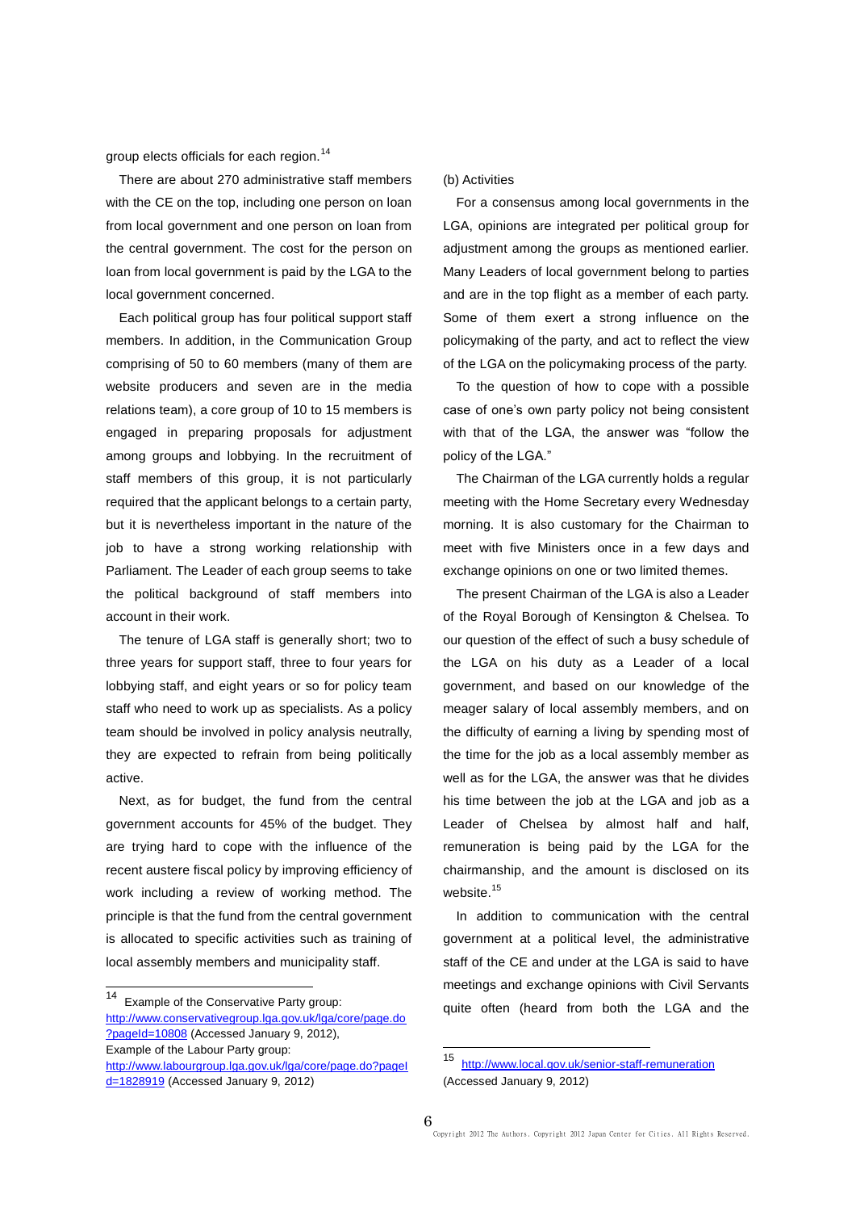group elects officials for each region.[14]

There are about 270 administrative staff members with the CE on the top, including one person on loan from local government and one person on loan from the central government. The cost for the person on loan from local government is paid by the LGA to the local government concerned.

Each political group has four political support staff members. In addition, in the Communication Group comprising of 50 to 60 members (many of them are website producers and seven are in the media relations team), a core group of 10 to 15 members is engaged in preparing proposals for adjustment among groups and lobbying. In the recruitment of staff members of this group, it is not particularly required that the applicant belongs to a certain party, but it is nevertheless important in the nature of the job to have a strong working relationship with Parliament. The Leader of each group seems to take the political background of staff members into account in their work.

The tenure of LGA staff is generally short; two to three years for support staff, three to four years for lobbying staff, and eight years or so for policy team staff who need to work up as specialists. As a policy team should be involved in policy analysis neutrally, they are expected to refrain from being politically active.

Next, as for budget, the fund from the central government accounts for 45% of the budget. They are trying hard to cope with the influence of the recent austere fiscal policy by improving efficiency of work including a review of working method. The principle is that the fund from the central government is allocated to specific activities such as training of local assembly members and municipality staff.

(b) Activities

For a consensus among local governments in the LGA, opinions are integrated per political group for adjustment among the groups as mentioned earlier. Many Leaders of local government belong to parties and are in the top flight as a member of each party. Some of them exert a strong influence on the policymaking of the party, and act to reflect the view of the LGA on the policymaking process of the party.

To the question of how to cope with a possible case of one's own party policy not being consistent with that of the LGA, the answer was "follow the policy of the LGA."

The Chairman of the LGA currently holds a regular meeting with the Home Secretary every Wednesday morning. It is also customary for the Chairman to meet with five Ministers once in a few days and exchange opinions on one or two limited themes.

The present Chairman of the LGA is also a Leader of the Royal Borough of Kensington & Chelsea. To our question of the effect of such a busy schedule of the LGA on his duty as a Leader of a local government, and based on our knowledge of the meager salary of local assembly members, and on the difficulty of earning a living by spending most of the time for the job as a local assembly member as well as for the LGA, the answer was that he divides his time between the job at the LGA and job as a Leader of Chelsea by almost half and half, remuneration is being paid by the LGA for the chairmanship, and the amount is disclosed on its website.[15]

In addition to communication with the central government at a political level, the administrative staff of the CE and under at the LGA is said to have meetings and exchange opinions with Civil Servants quite often (heard from both the LGA and the

---

[14] Example of the Conservative Party group: http://www.conservativegroup.lga.gov.uk/lga/core/page.do?pageId=10808 (Accessed January 9, 2012), Example of the Labour Party group: http://www.labourgroup.lga.gov.uk/lga/core/page.do?pageId=1828919 (Accessed January 9, 2012)

[15] http://www.local.gov.uk/senior-staff-remuneration (Accessed January 9, 2012)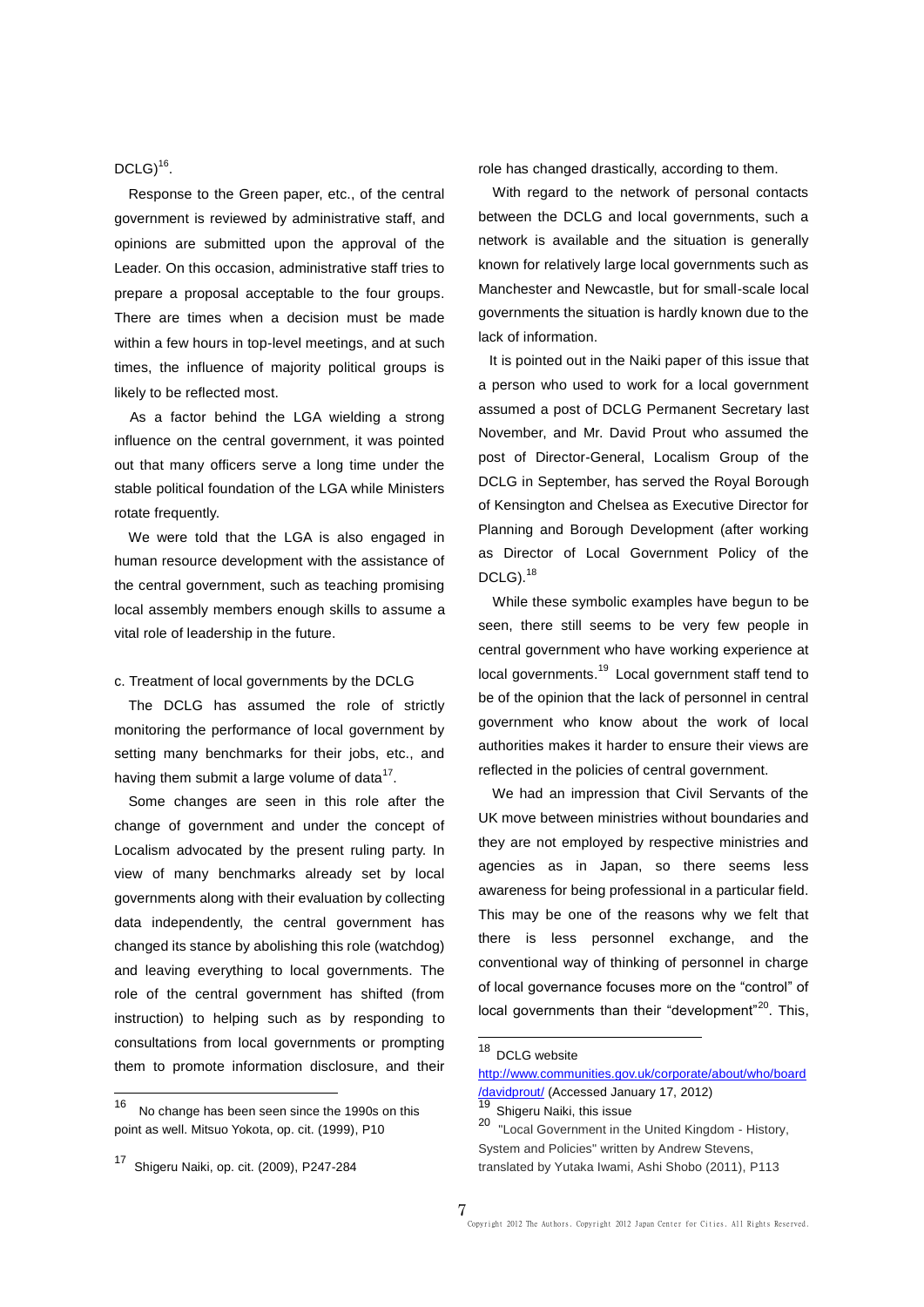DCLG)[16].

Response to the Green paper, etc., of the central government is reviewed by administrative staff, and opinions are submitted upon the approval of the Leader. On this occasion, administrative staff tries to prepare a proposal acceptable to the four groups. There are times when a decision must be made within a few hours in top-level meetings, and at such times, the influence of majority political groups is likely to be reflected most.

As a factor behind the LGA wielding a strong influence on the central government, it was pointed out that many officers serve a long time under the stable political foundation of the LGA while Ministers rotate frequently.

We were told that the LGA is also engaged in human resource development with the assistance of the central government, such as teaching promising local assembly members enough skills to assume a vital role of leadership in the future.

c. Treatment of local governments by the DCLG

The DCLG has assumed the role of strictly monitoring the performance of local government by setting many benchmarks for their jobs, etc., and having them submit a large volume of data[17].

Some changes are seen in this role after the change of government and under the concept of Localism advocated by the present ruling party. In view of many benchmarks already set by local governments along with their evaluation by collecting data independently, the central government has changed its stance by abolishing this role (watchdog) and leaving everything to local governments. The role of the central government has shifted (from instruction) to helping such as by responding to consultations from local governments or prompting them to promote information disclosure, and their role has changed drastically, according to them.

With regard to the network of personal contacts between the DCLG and local governments, such a network is available and the situation is generally known for relatively large local governments such as Manchester and Newcastle, but for small-scale local governments the situation is hardly known due to the lack of information.

It is pointed out in the Naiki paper of this issue that a person who used to work for a local government assumed a post of DCLG Permanent Secretary last November, and Mr. David Prout who assumed the post of Director-General, Localism Group of the DCLG in September, has served the Royal Borough of Kensington and Chelsea as Executive Director for Planning and Borough Development (after working as Director of Local Government Policy of the DCLG).[18]

While these symbolic examples have begun to be seen, there still seems to be very few people in central government who have working experience at local governments.[19] Local government staff tend to be of the opinion that the lack of personnel in central government who know about the work of local authorities makes it harder to ensure their views are reflected in the policies of central government.

We had an impression that Civil Servants of the UK move between ministries without boundaries and they are not employed by respective ministries and agencies as in Japan, so there seems less awareness for being professional in a particular field. This may be one of the reasons why we felt that there is less personnel exchange, and the conventional way of thinking of personnel in charge of local governance focuses more on the "control" of local governments than their "development"[20]. This,

---

[16] No change has been seen since the 1990s on this point as well. Mitsuo Yokota, op. cit. (1999), P10

[17] Shigeru Naiki, op. cit. (2009), P247-284

[18] DCLG website http://www.communities.gov.uk/corporate/about/who/board/davidprout/ (Accessed January 17, 2012)

[19] Shigeru Naiki, this issue

[20] "Local Government in the United Kingdom - History, System and Policies" written by Andrew Stevens, translated by Yutaka Iwami, Ashi Shobo (2011), P113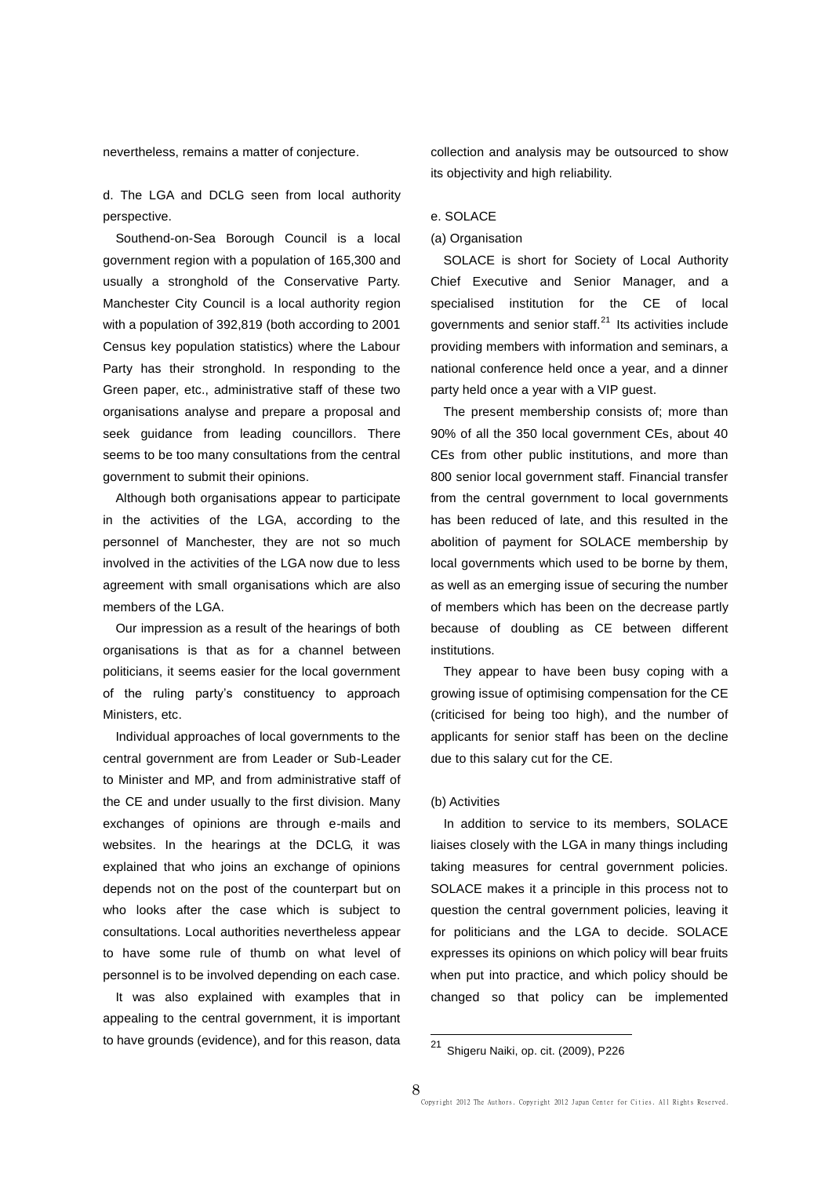nevertheless, remains a matter of conjecture.

d. The LGA and DCLG seen from local authority perspective.

Southend-on-Sea Borough Council is a local government region with a population of 165,300 and usually a stronghold of the Conservative Party. Manchester City Council is a local authority region with a population of 392,819 (both according to 2001 Census key population statistics) where the Labour Party has their stronghold. In responding to the Green paper, etc., administrative staff of these two organisations analyse and prepare a proposal and seek guidance from leading councillors. There seems to be too many consultations from the central government to submit their opinions.

Although both organisations appear to participate in the activities of the LGA, according to the personnel of Manchester, they are not so much involved in the activities of the LGA now due to less agreement with small organisations which are also members of the LGA.

Our impression as a result of the hearings of both organisations is that as for a channel between politicians, it seems easier for the local government of the ruling party's constituency to approach Ministers, etc.

Individual approaches of local governments to the central government are from Leader or Sub-Leader to Minister and MP, and from administrative staff of the CE and under usually to the first division. Many exchanges of opinions are through e-mails and websites. In the hearings at the DCLG, it was explained that who joins an exchange of opinions depends not on the post of the counterpart but on who looks after the case which is subject to consultations. Local authorities nevertheless appear to have some rule of thumb on what level of personnel is to be involved depending on each case.

It was also explained with examples that in appealing to the central government, it is important to have grounds (evidence), and for this reason, data collection and analysis may be outsourced to show its objectivity and high reliability.

e. SOLACE

(a) Organisation

SOLACE is short for Society of Local Authority Chief Executive and Senior Manager, and a specialised institution for the CE of local governments and senior staff.[21] Its activities include providing members with information and seminars, a national conference held once a year, and a dinner party held once a year with a VIP guest.

The present membership consists of; more than 90% of all the 350 local government CEs, about 40 CEs from other public institutions, and more than 800 senior local government staff. Financial transfer from the central government to local governments has been reduced of late, and this resulted in the abolition of payment for SOLACE membership by local governments which used to be borne by them, as well as an emerging issue of securing the number of members which has been on the decrease partly because of doubling as CE between different institutions.

They appear to have been busy coping with a growing issue of optimising compensation for the CE (criticised for being too high), and the number of applicants for senior staff has been on the decline due to this salary cut for the CE.

(b) Activities

In addition to service to its members, SOLACE liaises closely with the LGA in many things including taking measures for central government policies. SOLACE makes it a principle in this process not to question the central government policies, leaving it for politicians and the LGA to decide. SOLACE expresses its opinions on which policy will bear fruits when put into practice, and which policy should be changed so that policy can be implemented

[21] Shigeru Naiki, op. cit. (2009), P226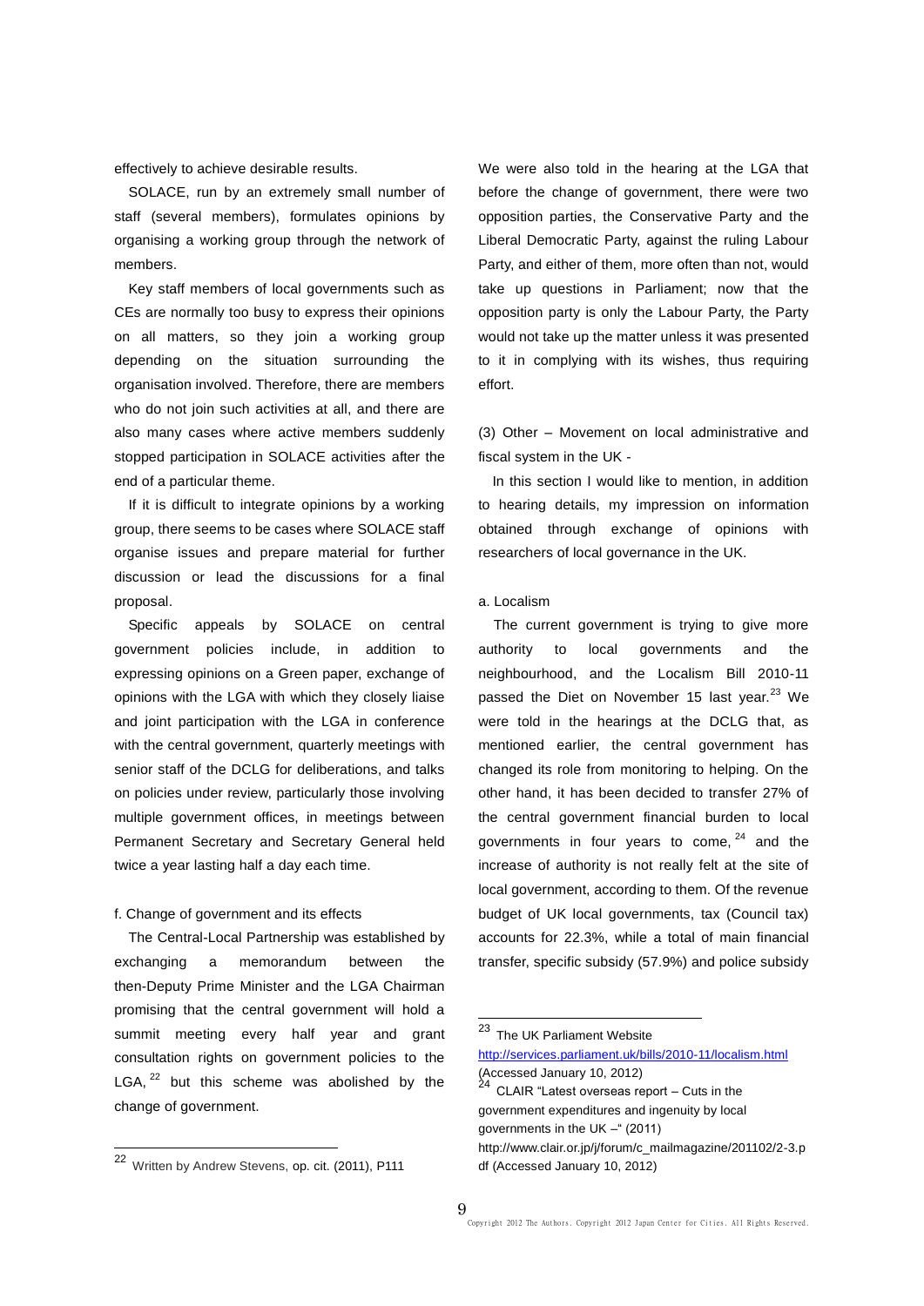effectively to achieve desirable results.

SOLACE, run by an extremely small number of staff (several members), formulates opinions by organising a working group through the network of members.

Key staff members of local governments such as CEs are normally too busy to express their opinions on all matters, so they join a working group depending on the situation surrounding the organisation involved. Therefore, there are members who do not join such activities at all, and there are also many cases where active members suddenly stopped participation in SOLACE activities after the end of a particular theme.

If it is difficult to integrate opinions by a working group, there seems to be cases where SOLACE staff organise issues and prepare material for further discussion or lead the discussions for a final proposal.

Specific appeals by SOLACE on central government policies include, in addition to expressing opinions on a Green paper, exchange of opinions with the LGA with which they closely liaise and joint participation with the LGA in conference with the central government, quarterly meetings with senior staff of the DCLG for deliberations, and talks on policies under review, particularly those involving multiple government offices, in meetings between Permanent Secretary and Secretary General held twice a year lasting half a day each time.

f. Change of government and its effects

The Central-Local Partnership was established by exchanging a memorandum between the then-Deputy Prime Minister and the LGA Chairman promising that the central government will hold a summit meeting every half year and grant consultation rights on government policies to the LGA,[22] but this scheme was abolished by the change of government.

We were also told in the hearing at the LGA that before the change of government, there were two opposition parties, the Conservative Party and the Liberal Democratic Party, against the ruling Labour Party, and either of them, more often than not, would take up questions in Parliament; now that the opposition party is only the Labour Party, the Party would not take up the matter unless it was presented to it in complying with its wishes, thus requiring effort.

(3) Other – Movement on local administrative and fiscal system in the UK -

In this section I would like to mention, in addition to hearing details, my impression on information obtained through exchange of opinions with researchers of local governance in the UK.

a. Localism

The current government is trying to give more authority to local governments and the neighbourhood, and the Localism Bill 2010-11 passed the Diet on November 15 last year.[23] We were told in the hearings at the DCLG that, as mentioned earlier, the central government has changed its role from monitoring to helping. On the other hand, it has been decided to transfer 27% of the central government financial burden to local governments in four years to come,[24] and the increase of authority is not really felt at the site of local government, according to them. Of the revenue budget of UK local governments, tax (Council tax) accounts for 22.3%, while a total of main financial transfer, specific subsidy (57.9%) and police subsidy

---

[22] Written by Andrew Stevens, op. cit. (2011), P111

[23] The UK Parliament Website http://services.parliament.uk/bills/2010-11/localism.html (Accessed January 10, 2012)

[24] CLAIR "Latest overseas report – Cuts in the government expenditures and ingenuity by local governments in the UK –" (2011) http://www.clair.or.jp/j/forum/c_mailmagazine/201102/2-3.pdf (Accessed January 10, 2012)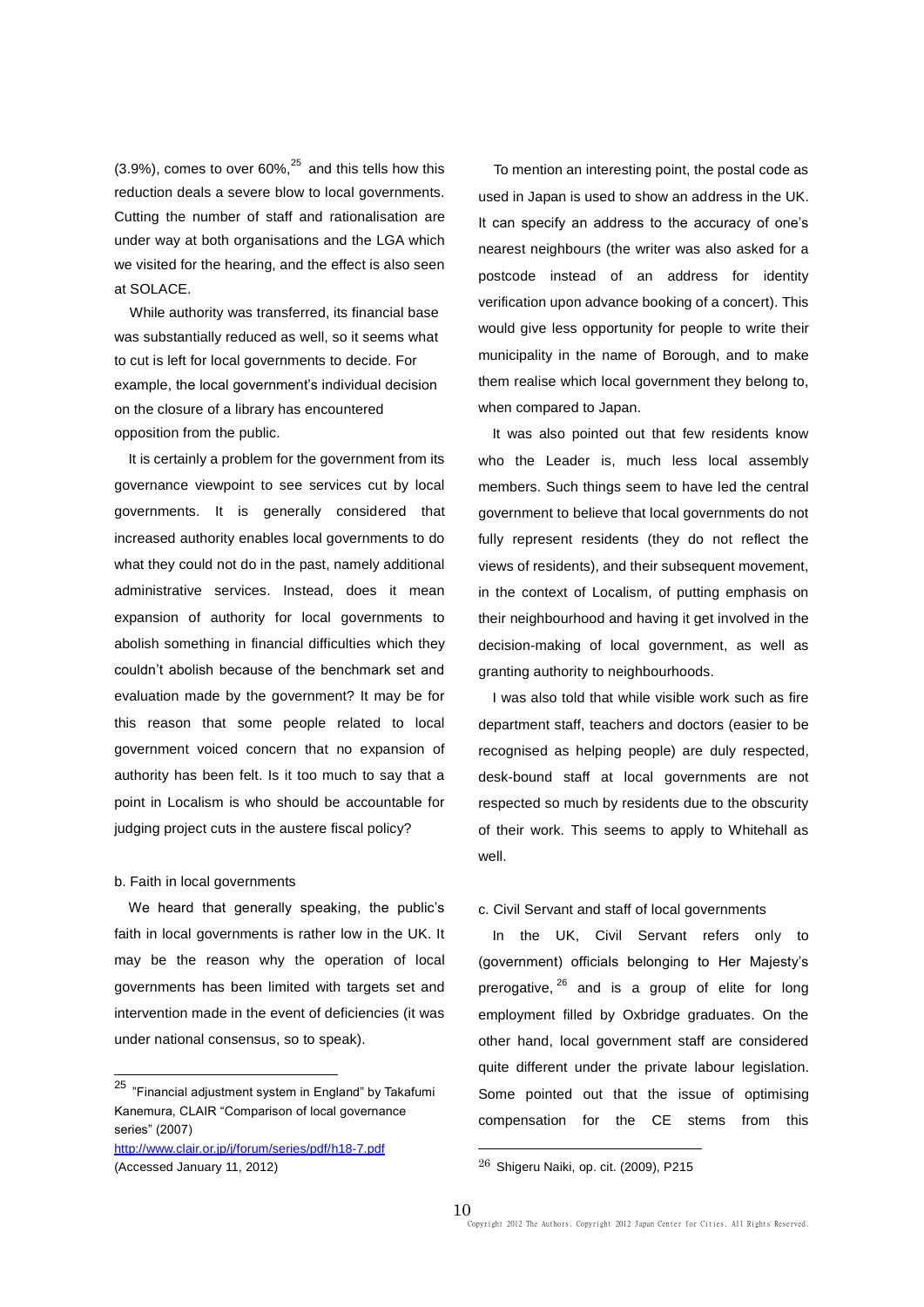(3.9%), comes to over 60%,[25] and this tells how this reduction deals a severe blow to local governments. Cutting the number of staff and rationalisation are under way at both organisations and the LGA which we visited for the hearing, and the effect is also seen at SOLACE.

While authority was transferred, its financial base was substantially reduced as well, so it seems what to cut is left for local governments to decide. For example, the local government's individual decision on the closure of a library has encountered opposition from the public.

It is certainly a problem for the government from its governance viewpoint to see services cut by local governments. It is generally considered that increased authority enables local governments to do what they could not do in the past, namely additional administrative services. Instead, does it mean expansion of authority for local governments to abolish something in financial difficulties which they couldn't abolish because of the benchmark set and evaluation made by the government? It may be for this reason that some people related to local government voiced concern that no expansion of authority has been felt. Is it too much to say that a point in Localism is who should be accountable for judging project cuts in the austere fiscal policy?

b. Faith in local governments

We heard that generally speaking, the public's faith in local governments is rather low in the UK. It may be the reason why the operation of local governments has been limited with targets set and intervention made in the event of deficiencies (it was under national consensus, so to speak).

To mention an interesting point, the postal code as used in Japan is used to show an address in the UK. It can specify an address to the accuracy of one's nearest neighbours (the writer was also asked for a postcode instead of an address for identity verification upon advance booking of a concert). This would give less opportunity for people to write their municipality in the name of Borough, and to make them realise which local government they belong to, when compared to Japan.

It was also pointed out that few residents know who the Leader is, much less local assembly members. Such things seem to have led the central government to believe that local governments do not fully represent residents (they do not reflect the views of residents), and their subsequent movement, in the context of Localism, of putting emphasis on their neighbourhood and having it get involved in the decision-making of local government, as well as granting authority to neighbourhoods.

I was also told that while visible work such as fire department staff, teachers and doctors (easier to be recognised as helping people) are duly respected, desk-bound staff at local governments are not respected so much by residents due to the obscurity of their work. This seems to apply to Whitehall as well.

c. Civil Servant and staff of local governments

In the UK, Civil Servant refers only to (government) officials belonging to Her Majesty's prerogative,[26] and is a group of elite for long employment filled by Oxbridge graduates. On the other hand, local government staff are considered quite different under the private labour legislation. Some pointed out that the issue of optimising compensation for the CE stems from this

---

[25] "Financial adjustment system in England" by Takafumi Kanemura, CLAIR "Comparison of local governance series" (2007) http://www.clair.or.jp/j/forum/series/pdf/h18-7.pdf (Accessed January 11, 2012)

[26] Shigeru Naiki, op. cit. (2009), P215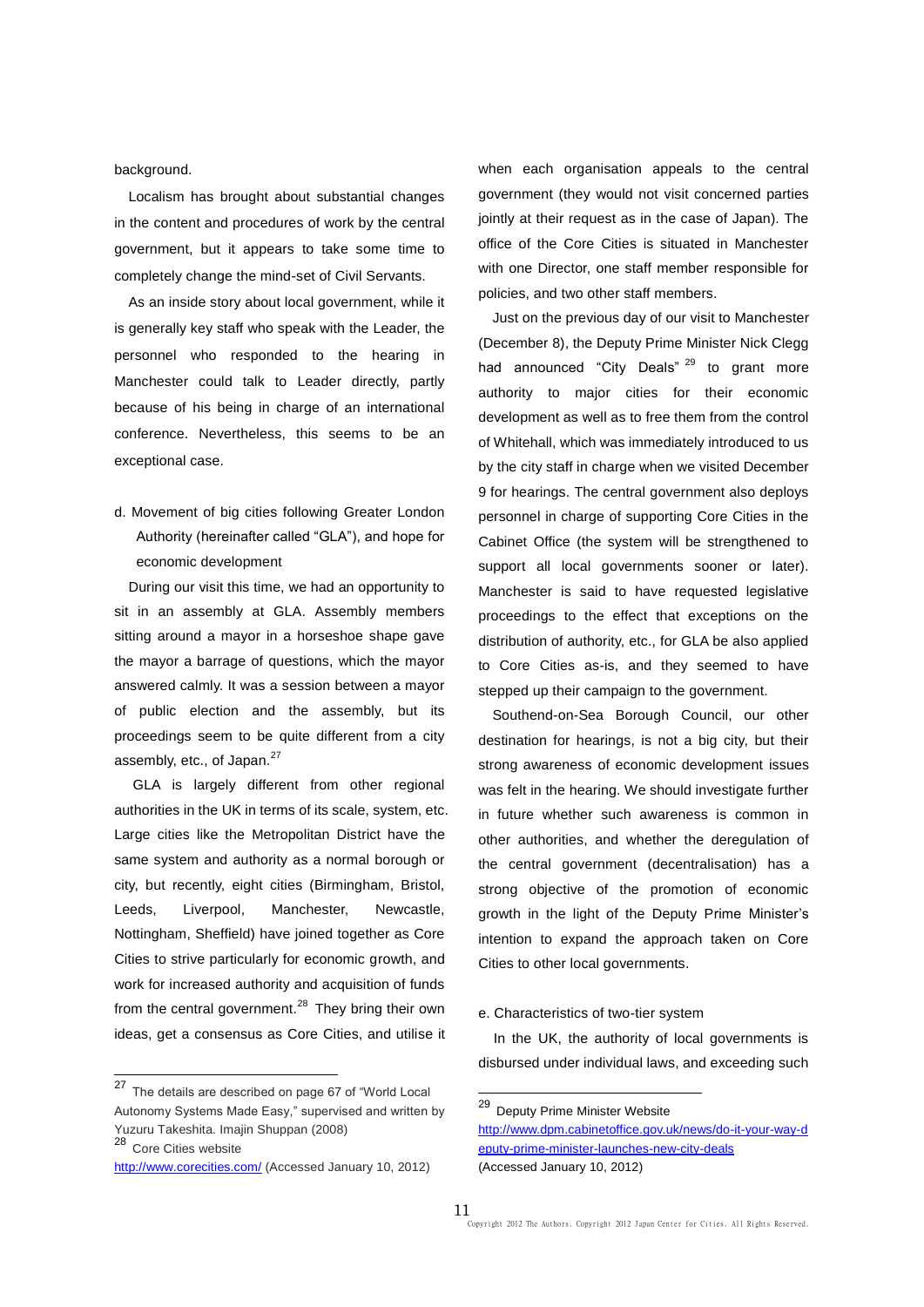background.

Localism has brought about substantial changes in the content and procedures of work by the central government, but it appears to take some time to completely change the mind-set of Civil Servants.

As an inside story about local government, while it is generally key staff who speak with the Leader, the personnel who responded to the hearing in Manchester could talk to Leader directly, partly because of his being in charge of an international conference. Nevertheless, this seems to be an exceptional case.

d. Movement of big cities following Greater London Authority (hereinafter called "GLA"), and hope for economic development

During our visit this time, we had an opportunity to sit in an assembly at GLA. Assembly members sitting around a mayor in a horseshoe shape gave the mayor a barrage of questions, which the mayor answered calmly. It was a session between a mayor of public election and the assembly, but its proceedings seem to be quite different from a city assembly, etc., of Japan.[27]

GLA is largely different from other regional authorities in the UK in terms of its scale, system, etc. Large cities like the Metropolitan District have the same system and authority as a normal borough or city, but recently, eight cities (Birmingham, Bristol, Leeds, Liverpool, Manchester, Newcastle, Nottingham, Sheffield) have joined together as Core Cities to strive particularly for economic growth, and work for increased authority and acquisition of funds from the central government.[28] They bring their own ideas, get a consensus as Core Cities, and utilise it when each organisation appeals to the central government (they would not visit concerned parties jointly at their request as in the case of Japan). The office of the Core Cities is situated in Manchester with one Director, one staff member responsible for policies, and two other staff members.

Just on the previous day of our visit to Manchester (December 8), the Deputy Prime Minister Nick Clegg had announced "City Deals"[29] to grant more authority to major cities for their economic development as well as to free them from the control of Whitehall, which was immediately introduced to us by the city staff in charge when we visited December 9 for hearings. The central government also deploys personnel in charge of supporting Core Cities in the Cabinet Office (the system will be strengthened to support all local governments sooner or later). Manchester is said to have requested legislative proceedings to the effect that exceptions on the distribution of authority, etc., for GLA be also applied to Core Cities as-is, and they seemed to have stepped up their campaign to the government.

Southend-on-Sea Borough Council, our other destination for hearings, is not a big city, but their strong awareness of economic development issues was felt in the hearing. We should investigate further in future whether such awareness is common in other authorities, and whether the deregulation of the central government (decentralisation) has a strong objective of the promotion of economic growth in the light of the Deputy Prime Minister's intention to expand the approach taken on Core Cities to other local governments.

e. Characteristics of two-tier system

In the UK, the authority of local governments is disbursed under individual laws, and exceeding such

---

[27] The details are described on page 67 of "World Local Autonomy Systems Made Easy," supervised and written by Yuzuru Takeshita. Imajin Shuppan (2008)

[28] Core Cities website http://www.corecities.com/ (Accessed January 10, 2012)

[29] Deputy Prime Minister Website http://www.dpm.cabinetoffice.gov.uk/news/do-it-your-way-deputy-prime-minister-launches-new-city-deals (Accessed January 10, 2012)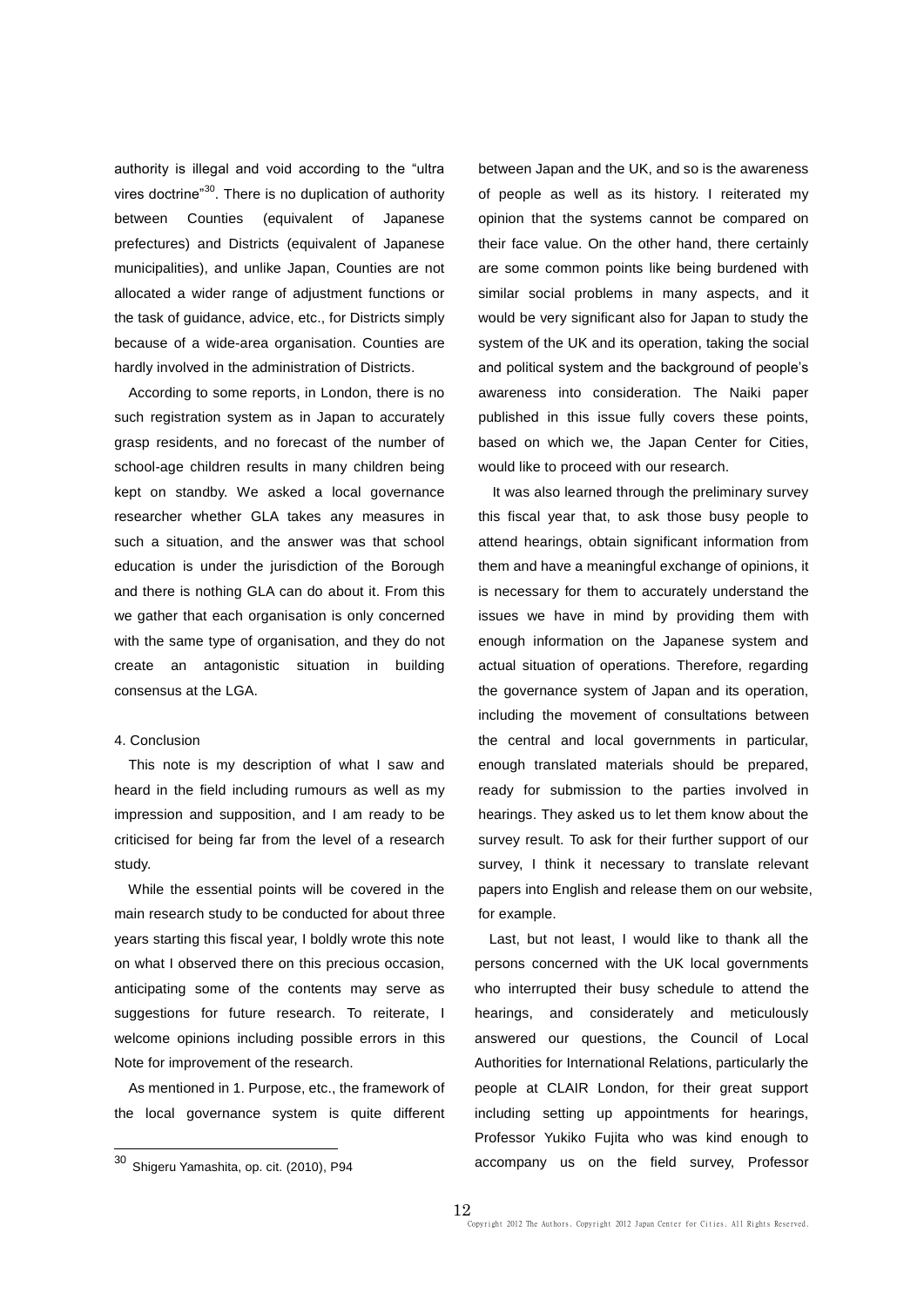authority is illegal and void according to the "ultra vires doctrine"[30]. There is no duplication of authority between Counties (equivalent of Japanese prefectures) and Districts (equivalent of Japanese municipalities), and unlike Japan, Counties are not allocated a wider range of adjustment functions or the task of guidance, advice, etc., for Districts simply because of a wide-area organisation. Counties are hardly involved in the administration of Districts.

According to some reports, in London, there is no such registration system as in Japan to accurately grasp residents, and no forecast of the number of school-age children results in many children being kept on standby. We asked a local governance researcher whether GLA takes any measures in such a situation, and the answer was that school education is under the jurisdiction of the Borough and there is nothing GLA can do about it. From this we gather that each organisation is only concerned with the same type of organisation, and they do not create an antagonistic situation in building consensus at the LGA.

4. Conclusion

This note is my description of what I saw and heard in the field including rumours as well as my impression and supposition, and I am ready to be criticised for being far from the level of a research study.

While the essential points will be covered in the main research study to be conducted for about three years starting this fiscal year, I boldly wrote this note on what I observed there on this precious occasion, anticipating some of the contents may serve as suggestions for future research. To reiterate, I welcome opinions including possible errors in this Note for improvement of the research.

As mentioned in 1. Purpose, etc., the framework of the local governance system is quite different between Japan and the UK, and so is the awareness of people as well as its history. I reiterated my opinion that the systems cannot be compared on their face value. On the other hand, there certainly are some common points like being burdened with similar social problems in many aspects, and it would be very significant also for Japan to study the system of the UK and its operation, taking the social and political system and the background of people's awareness into consideration. The Naiki paper published in this issue fully covers these points, based on which we, the Japan Center for Cities, would like to proceed with our research.

It was also learned through the preliminary survey this fiscal year that, to ask those busy people to attend hearings, obtain significant information from them and have a meaningful exchange of opinions, it is necessary for them to accurately understand the issues we have in mind by providing them with enough information on the Japanese system and actual situation of operations. Therefore, regarding the governance system of Japan and its operation, including the movement of consultations between the central and local governments in particular, enough translated materials should be prepared, ready for submission to the parties involved in hearings. They asked us to let them know about the survey result. To ask for their further support of our survey, I think it necessary to translate relevant papers into English and release them on our website, for example.

Last, but not least, I would like to thank all the persons concerned with the UK local governments who interrupted their busy schedule to attend the hearings, and considerately and meticulously answered our questions, the Council of Local Authorities for International Relations, particularly the people at CLAIR London, for their great support including setting up appointments for hearings, Professor Yukiko Fujita who was kind enough to accompany us on the field survey, Professor

[30] Shigeru Yamashita, op. cit. (2010), P94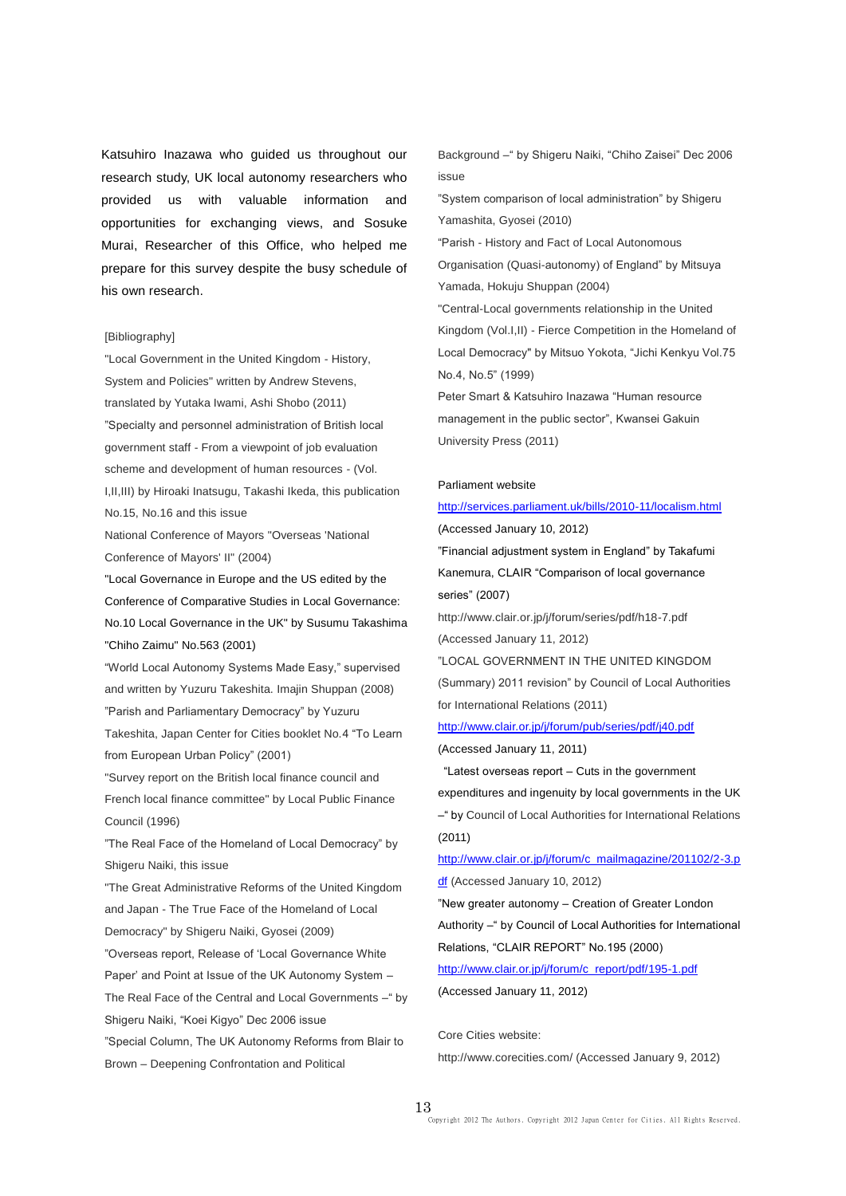Katsuhiro Inazawa who guided us throughout our research study, UK local autonomy researchers who provided us with valuable information and opportunities for exchanging views, and Sosuke Murai, Researcher of this Office, who helped me prepare for this survey despite the busy schedule of his own research.

[Bibliography]

"Local Government in the United Kingdom - History, System and Policies" written by Andrew Stevens, translated by Yutaka Iwami, Ashi Shobo (2011)

"Specialty and personnel administration of British local government staff - From a viewpoint of job evaluation scheme and development of human resources - (Vol. I,II,III) by Hiroaki Inatsugu, Takashi Ikeda, this publication No.15, No.16 and this issue

National Conference of Mayors "Overseas 'National Conference of Mayors' II" (2004)

"Local Governance in Europe and the US edited by the Conference of Comparative Studies in Local Governance: No.10 Local Governance in the UK" by Susumu Takashima "Chiho Zaimu" No.563 (2001)

"World Local Autonomy Systems Made Easy," supervised and written by Yuzuru Takeshita. Imajin Shuppan (2008)

"Parish and Parliamentary Democracy" by Yuzuru Takeshita, Japan Center for Cities booklet No.4 "To Learn from European Urban Policy" (2001)

"Survey report on the British local finance council and French local finance committee" by Local Public Finance Council (1996)

"The Real Face of the Homeland of Local Democracy" by Shigeru Naiki, this issue

"The Great Administrative Reforms of the United Kingdom and Japan - The True Face of the Homeland of Local Democracy" by Shigeru Naiki, Gyosei (2009)

"Overseas report, Release of 'Local Governance White Paper' and Point at Issue of the UK Autonomy System – The Real Face of the Central and Local Governments –" by Shigeru Naiki, "Koei Kigyo" Dec 2006 issue

"Special Column, The UK Autonomy Reforms from Blair to Brown – Deepening Confrontation and Political Background –" by Shigeru Naiki, "Chiho Zaisei" Dec 2006 issue

"System comparison of local administration" by Shigeru Yamashita, Gyosei (2010)

"Parish - History and Fact of Local Autonomous Organisation (Quasi-autonomy) of England" by Mitsuya Yamada, Hokuju Shuppan (2004)

"Central-Local governments relationship in the United Kingdom (Vol.I,II) - Fierce Competition in the Homeland of Local Democracy" by Mitsuo Yokota, "Jichi Kenkyu Vol.75 No.4, No.5" (1999)

Peter Smart & Katsuhiro Inazawa "Human resource management in the public sector", Kwansei Gakuin University Press (2011)

Parliament website

http://services.parliament.uk/bills/2010-11/localism.html (Accessed January 10, 2012)

"Financial adjustment system in England" by Takafumi Kanemura, CLAIR "Comparison of local governance series" (2007)

http://www.clair.or.jp/j/forum/series/pdf/h18-7.pdf (Accessed January 11, 2012)

"LOCAL GOVERNMENT IN THE UNITED KINGDOM (Summary) 2011 revision" by Council of Local Authorities for International Relations (2011)

http://www.clair.or.jp/j/forum/pub/series/pdf/j40.pdf (Accessed January 11, 2011)

"Latest overseas report – Cuts in the government expenditures and ingenuity by local governments in the UK –" by Council of Local Authorities for International Relations (2011)

http://www.clair.or.jp/j/forum/c_mailmagazine/201102/2-3.pdf (Accessed January 10, 2012)

"New greater autonomy – Creation of Greater London Authority –" by Council of Local Authorities for International Relations, "CLAIR REPORT" No.195 (2000)

http://www.clair.or.jp/j/forum/c_report/pdf/195-1.pdf (Accessed January 11, 2012)

Core Cities website:

http://www.corecities.com/ (Accessed January 9, 2012)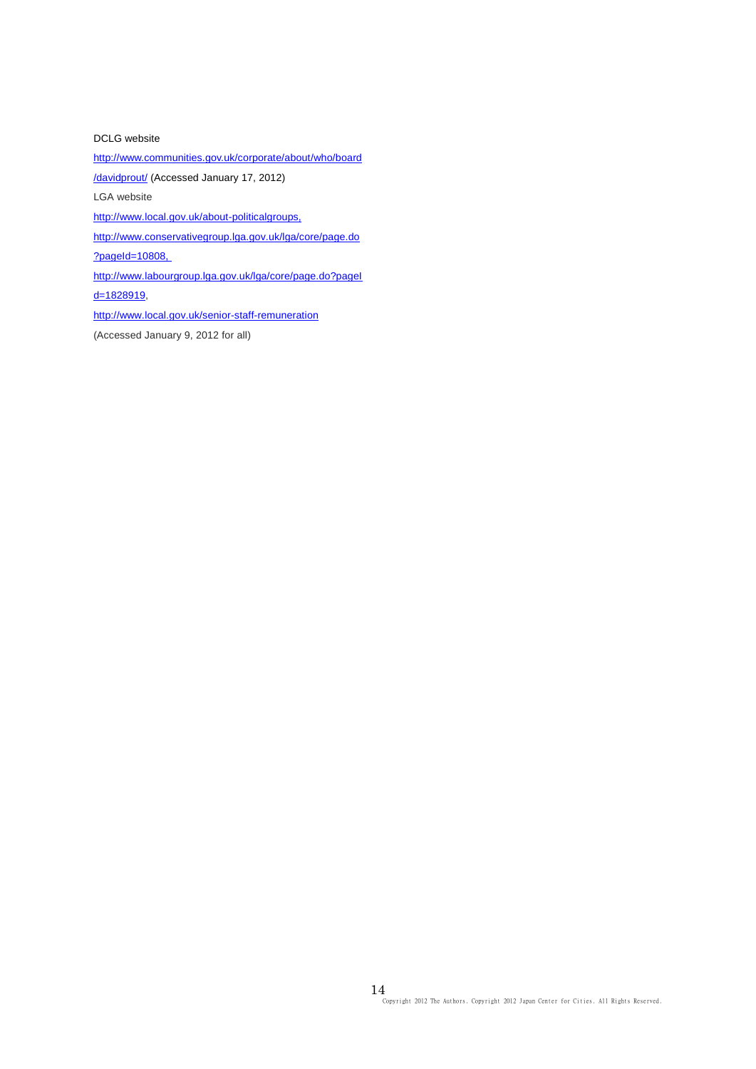DCLG website

http://www.communities.gov.uk/corporate/about/who/board/davidprout/ (Accessed January 17, 2012)

LGA website

http://www.local.gov.uk/about-politicalgroups,

http://www.conservativegroup.lga.gov.uk/lga/core/page.do?pageId=10808,

http://www.labourgroup.lga.gov.uk/lga/core/page.do?pageId=1828919,

http://www.local.gov.uk/senior-staff-remuneration

(Accessed January 9, 2012 for all)